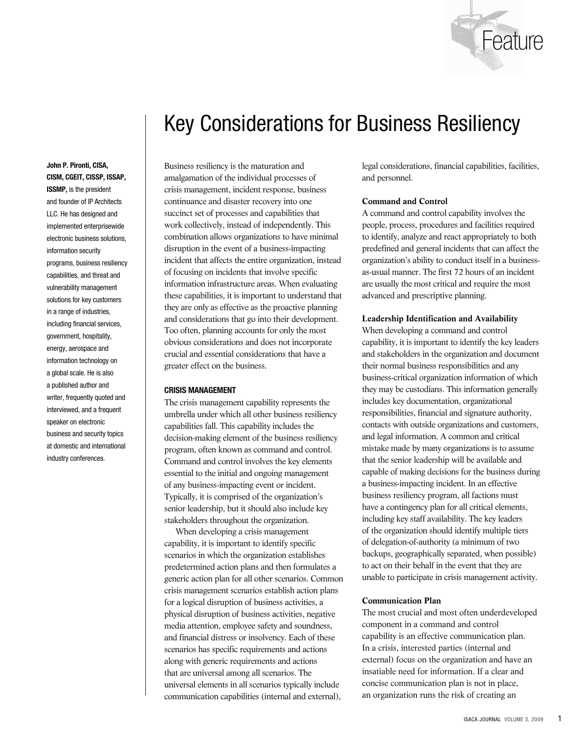Feature

# Key Considerations for Business Resiliency

**John P. Pironti, CISA, CISM, CGEIT, CISSP, ISSAP, ISSMP,** is the president and founder of IP Architects LLC. He has designed and implemented enterprisewide electronic business solutions, information security programs, business resiliency capabilities, and threat and vulnerability management solutions for key customers in a range of industries, including financial services, government, hospitality, energy, aerospace and information technology on a global scale. He is also a published author and writer, frequently quoted and interviewed, and a frequent speaker on electronic business and security topics at domestic and international industry conferences.

Business resiliency is the maturation and amalgamation of the individual processes of crisis management, incident response, business continuance and disaster recovery into one succinct set of processes and capabilities that work collectively, instead of independently. This combination allows organizations to have minimal disruption in the event of a business-impacting incident that affects the entire organization, instead of focusing on incidents that involve specific information infrastructure areas. When evaluating these capabilities, it is important to understand that they are only as effective as the proactive planning and considerations that go into their development. Too often, planning accounts for only the most obvious considerations and does not incorporate crucial and essential considerations that have a greater effect on the business.

## CRISIS MANAGEMENT

The crisis management capability represents the umbrella under which all other business resiliency capabilities fall. This capability includes the decision-making element of the business resiliency program, often known as command and control. Command and control involves the key elements essential to the initial and ongoing management of any business-impacting event or incident. Typically, it is comprised of the organization's senior leadership, but it should also include key stakeholders throughout the organization.

When developing a crisis management capability, it is important to identify specific scenarios in which the organization establishes predetermined action plans and then formulates a generic action plan for all other scenarios. Common crisis management scenarios establish action plans for a logical disruption of business activities, a physical disruption of business activities, negative media attention, employee safety and soundness, and financial distress or insolvency. Each of these scenarios has specific requirements and actions along with generic requirements and actions that are universal among all scenarios. The universal elements in all scenarios typically include communication capabilities (internal and external), legal considerations, financial capabilities, facilities, and personnel.

### Command and Control

A command and control capability involves the people, process, procedures and facilities required to identify, analyze and react appropriately to both predefined and general incidents that can affect the organization's ability to conduct itself in a business-as-usual manner. The first 72 hours of an incident are usually the most critical and require the most advanced and prescriptive planning.

### Leadership Identification and Availability

When developing a command and control capability, it is important to identify the key leaders and stakeholders in the organization and document their normal business responsibilities and any business-critical organization information of which they may be custodians. This information generally includes key documentation, organizational responsibilities, financial and signature authority, contacts with outside organizations and customers, and legal information. A common and critical mistake made by many organizations is to assume that the senior leadership will be available and capable of making decisions for the business during a business-impacting incident. In an effective business resiliency program, all factions must have a contingency plan for all critical elements, including key staff availability. The key leaders of the organization should identify multiple tiers of delegation-of-authority (a minimum of two backups, geographically separated, when possible) to act on their behalf in the event that they are unable to participate in crisis management activity.

### Communication Plan

The most crucial and most often underdeveloped component in a command and control capability is an effective communication plan. In a crisis, interested parties (internal and external) focus on the organization and have an insatiable need for information. If a clear and concise communication plan is not in place, an organization runs the risk of creating an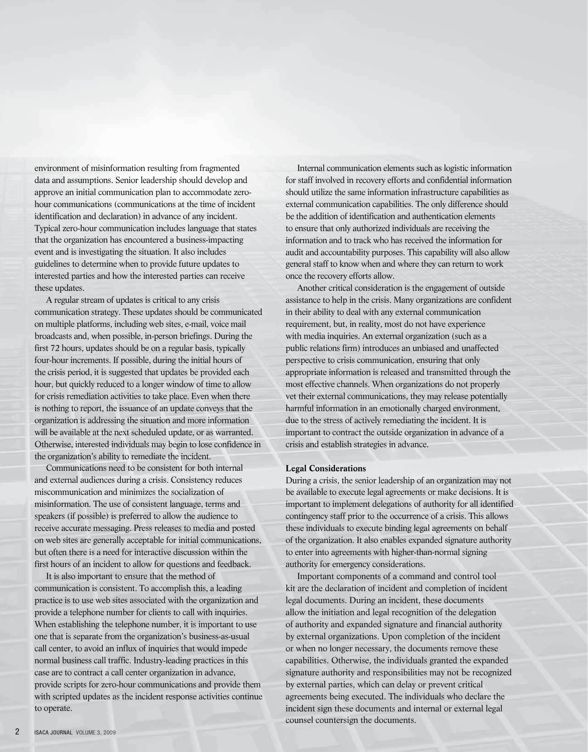environment of misinformation resulting from fragmented data and assumptions. Senior leadership should develop and approve an initial communication plan to accommodate zero-hour communications (communications at the time of incident identification and declaration) in advance of any incident. Typical zero-hour communication includes language that states that the organization has encountered a business-impacting event and is investigating the situation. It also includes guidelines to determine when to provide future updates to interested parties and how the interested parties can receive these updates.

A regular stream of updates is critical to any crisis communication strategy. These updates should be communicated on multiple platforms, including web sites, e-mail, voice mail broadcasts and, when possible, in-person briefings. During the first 72 hours, updates should be on a regular basis, typically four-hour increments. If possible, during the initial hours of the crisis period, it is suggested that updates be provided each hour, but quickly reduced to a longer window of time to allow for crisis remediation activities to take place. Even when there is nothing to report, the issuance of an update conveys that the organization is addressing the situation and more information will be available at the next scheduled update, or as warranted. Otherwise, interested individuals may begin to lose confidence in the organization's ability to remediate the incident.

Communications need to be consistent for both internal and external audiences during a crisis. Consistency reduces miscommunication and minimizes the socialization of misinformation. The use of consistent language, terms and speakers (if possible) is preferred to allow the audience to receive accurate messaging. Press releases to media and posted on web sites are generally acceptable for initial communications, but often there is a need for interactive discussion within the first hours of an incident to allow for questions and feedback.

It is also important to ensure that the method of communication is consistent. To accomplish this, a leading practice is to use web sites associated with the organization and provide a telephone number for clients to call with inquiries. When establishing the telephone number, it is important to use one that is separate from the organization's business-as-usual call center, to avoid an influx of inquiries that would impede normal business call traffic. Industry-leading practices in this case are to contract a call center organization in advance, provide scripts for zero-hour communications and provide them with scripted updates as the incident response activities continue to operate.

Internal communication elements such as logistic information for staff involved in recovery efforts and confidential information should utilize the same information infrastructure capabilities as external communication capabilities. The only difference should be the addition of identification and authentication elements to ensure that only authorized individuals are receiving the information and to track who has received the information for audit and accountability purposes. This capability will also allow general staff to know when and where they can return to work once the recovery efforts allow.

Another critical consideration is the engagement of outside assistance to help in the crisis. Many organizations are confident in their ability to deal with any external communication requirement, but, in reality, most do not have experience with media inquiries. An external organization (such as a public relations firm) introduces an unbiased and unaffected perspective to crisis communication, ensuring that only appropriate information is released and transmitted through the most effective channels. When organizations do not properly vet their external communications, they may release potentially harmful information in an emotionally charged environment, due to the stress of actively remediating the incident. It is important to contract the outside organization in advance of a crisis and establish strategies in advance.

**Legal Considerations**

During a crisis, the senior leadership of an organization may not be available to execute legal agreements or make decisions. It is important to implement delegations of authority for all identified contingency staff prior to the occurrence of a crisis. This allows these individuals to execute binding legal agreements on behalf of the organization. It also enables expanded signature authority to enter into agreements with higher-than-normal signing authority for emergency considerations.

Important components of a command and control tool kit are the declaration of incident and completion of incident legal documents. During an incident, these documents allow the initiation and legal recognition of the delegation of authority and expanded signature and financial authority by external organizations. Upon completion of the incident or when no longer necessary, the documents remove these capabilities. Otherwise, the individuals granted the expanded signature authority and responsibilities may not be recognized by external parties, which can delay or prevent critical agreements being executed. The individuals who declare the incident sign these documents and internal or external legal counsel countersign the documents.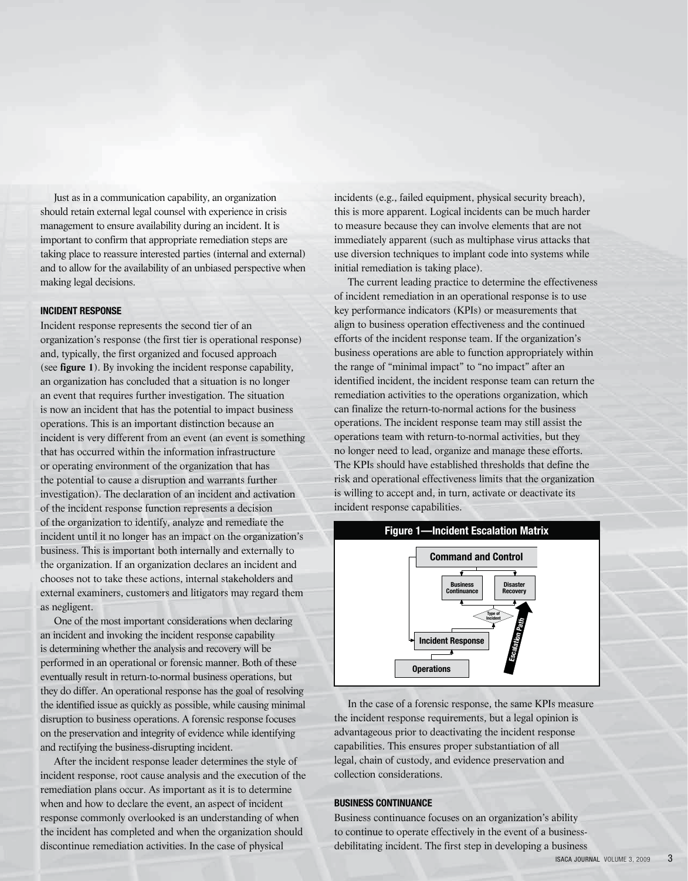Just as in a communication capability, an organization should retain external legal counsel with experience in crisis management to ensure availability during an incident. It is important to confirm that appropriate remediation steps are taking place to reassure interested parties (internal and external) and to allow for the availability of an unbiased perspective when making legal decisions.

### INCIDENT RESPONSE

Incident response represents the second tier of an organization's response (the first tier is operational response) and, typically, the first organized and focused approach (see **figure 1**). By invoking the incident response capability, an organization has concluded that a situation is no longer an event that requires further investigation. The situation is now an incident that has the potential to impact business operations. This is an important distinction because an incident is very different from an event (an event is something that has occurred within the information infrastructure or operating environment of the organization that has the potential to cause a disruption and warrants further investigation). The declaration of an incident and activation of the incident response function represents a decision of the organization to identify, analyze and remediate the incident until it no longer has an impact on the organization's business. This is important both internally and externally to the organization. If an organization declares an incident and chooses not to take these actions, internal stakeholders and external examiners, customers and litigators may regard them as negligent.

One of the most important considerations when declaring an incident and invoking the incident response capability is determining whether the analysis and recovery will be performed in an operational or forensic manner. Both of these eventually result in return-to-normal business operations, but they do differ. An operational response has the goal of resolving the identified issue as quickly as possible, while causing minimal disruption to business operations. A forensic response focuses on the preservation and integrity of evidence while identifying and rectifying the business-disrupting incident.

After the incident response leader determines the style of incident response, root cause analysis and the execution of the remediation plans occur. As important as it is to determine when and how to declare the event, an aspect of incident response commonly overlooked is an understanding of when the incident has completed and when the organization should discontinue remediation activities. In the case of physical incidents (e.g., failed equipment, physical security breach), this is more apparent. Logical incidents can be much harder to measure because they can involve elements that are not immediately apparent (such as multiphase virus attacks that use diversion techniques to implant code into systems while initial remediation is taking place).

The current leading practice to determine the effectiveness of incident remediation in an operational response is to use key performance indicators (KPIs) or measurements that align to business operation effectiveness and the continued efforts of the incident response team. If the organization's business operations are able to function appropriately within the range of "minimal impact" to "no impact" after an identified incident, the incident response team can return the remediation activities to the operations organization, which can finalize the return-to-normal actions for the business operations. The incident response team may still assist the operations team with return-to-normal activities, but they no longer need to lead, organize and manage these efforts. The KPIs should have established thresholds that define the risk and operational effectiveness limits that the organization is willing to accept and, in turn, activate or deactivate its incident response capabilities.

**Figure 1—Incident Escalation Matrix**

Command and Control
Business Continuance | Disaster Recovery
Type of Incident
Incident Response
Operations
Escalation Path

In the case of a forensic response, the same KPIs measure the incident response requirements, but a legal opinion is advantageous prior to deactivating the incident response capabilities. This ensures proper substantiation of all legal, chain of custody, and evidence preservation and collection considerations.

### BUSINESS CONTINUANCE

Business continuance focuses on an organization's ability to continue to operate effectively in the event of a business-debilitating incident. The first step in developing a business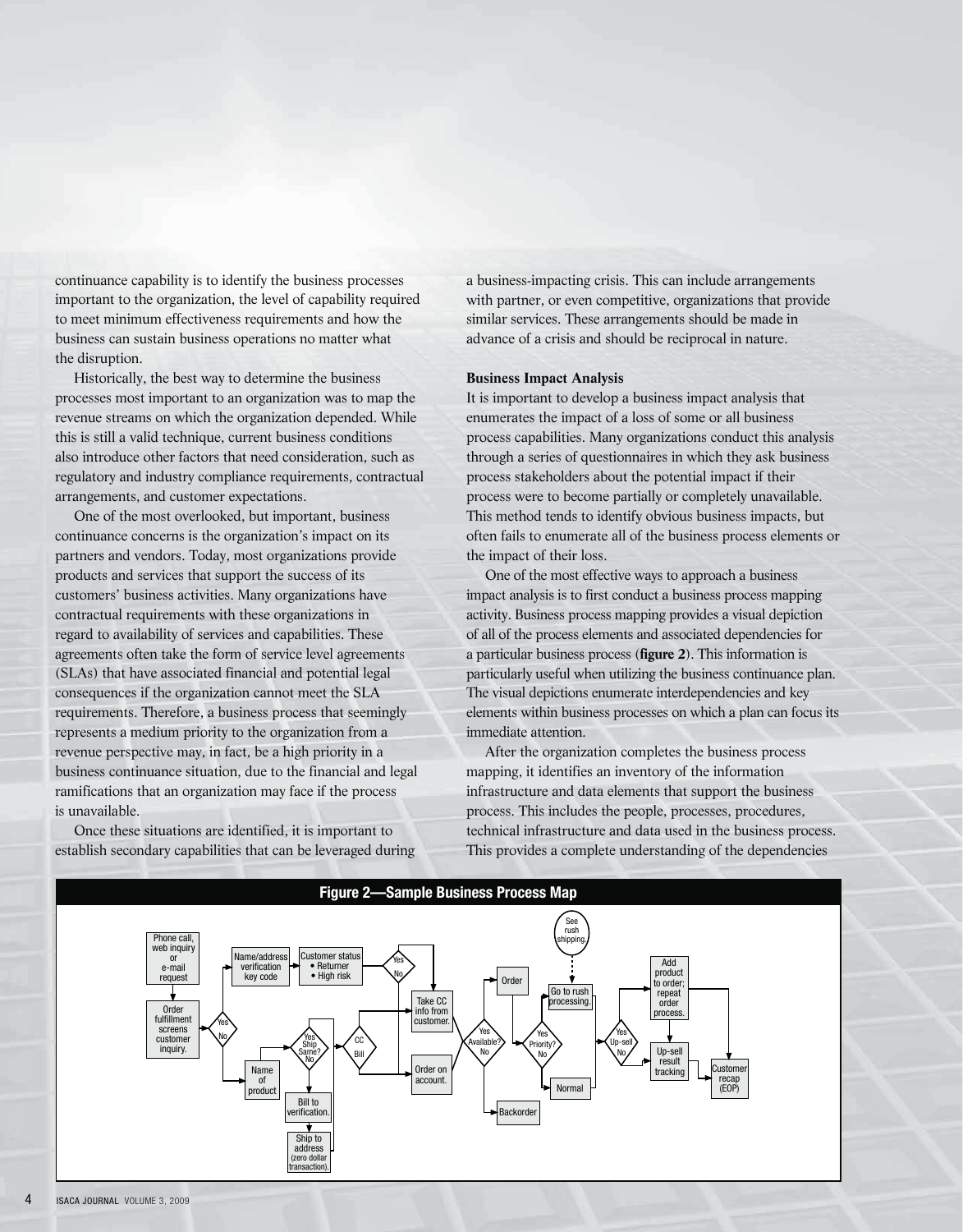continuance capability is to identify the business processes important to the organization, the level of capability required to meet minimum effectiveness requirements and how the business can sustain business operations no matter what the disruption.

Historically, the best way to determine the business processes most important to an organization was to map the revenue streams on which the organization depended. While this is still a valid technique, current business conditions also introduce other factors that need consideration, such as regulatory and industry compliance requirements, contractual arrangements, and customer expectations.

One of the most overlooked, but important, business continuance concerns is the organization's impact on its partners and vendors. Today, most organizations provide products and services that support the success of its customers' business activities. Many organizations have contractual requirements with these organizations in regard to availability of services and capabilities. These agreements often take the form of service level agreements (SLAs) that have associated financial and potential legal consequences if the organization cannot meet the SLA requirements. Therefore, a business process that seemingly represents a medium priority to the organization from a revenue perspective may, in fact, be a high priority in a business continuance situation, due to the financial and legal ramifications that an organization may face if the process is unavailable.

Once these situations are identified, it is important to establish secondary capabilities that can be leveraged during a business-impacting crisis. This can include arrangements with partner, or even competitive, organizations that provide similar services. These arrangements should be made in advance of a crisis and should be reciprocal in nature.

### Business Impact Analysis

It is important to develop a business impact analysis that enumerates the impact of a loss of some or all business process capabilities. Many organizations conduct this analysis through a series of questionnaires in which they ask business process stakeholders about the potential impact if their process were to become partially or completely unavailable. This method tends to identify obvious business impacts, but often fails to enumerate all of the business process elements or the impact of their loss.

One of the most effective ways to approach a business impact analysis is to first conduct a business process mapping activity. Business process mapping provides a visual depiction of all of the process elements and associated dependencies for a particular business process (**figure 2**). This information is particularly useful when utilizing the business continuance plan. The visual depictions enumerate interdependencies and key elements within business processes on which a plan can focus its immediate attention.

After the organization completes the business process mapping, it identifies an inventory of the information infrastructure and data elements that support the business process. This includes the people, processes, procedures, technical infrastructure and data used in the business process. This provides a complete understanding of the dependencies

**Figure 2—Sample Business Process Map**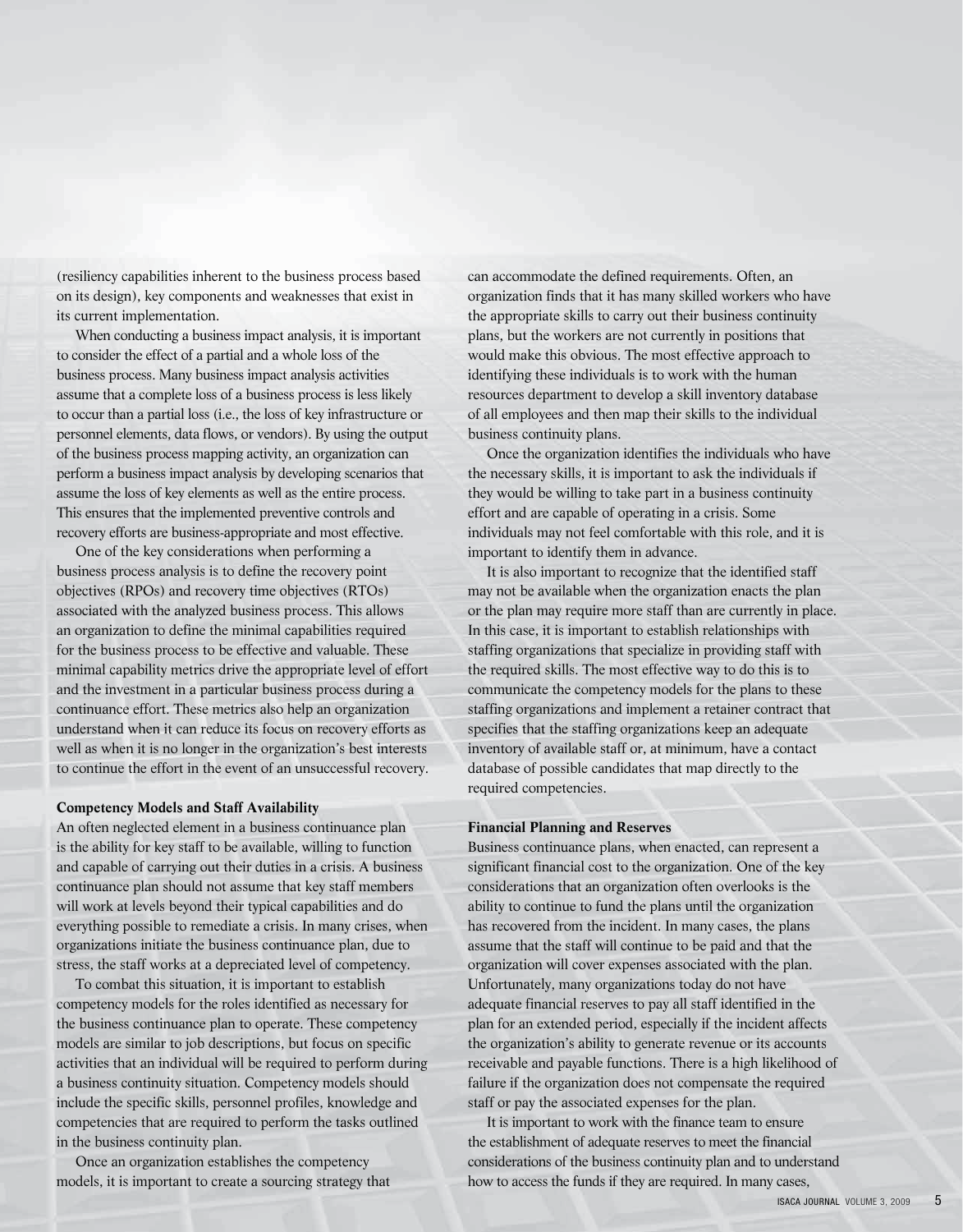(resiliency capabilities inherent to the business process based on its design), key components and weaknesses that exist in its current implementation.

When conducting a business impact analysis, it is important to consider the effect of a partial and a whole loss of the business process. Many business impact analysis activities assume that a complete loss of a business process is less likely to occur than a partial loss (i.e., the loss of key infrastructure or personnel elements, data flows, or vendors). By using the output of the business process mapping activity, an organization can perform a business impact analysis by developing scenarios that assume the loss of key elements as well as the entire process. This ensures that the implemented preventive controls and recovery efforts are business-appropriate and most effective.

One of the key considerations when performing a business process analysis is to define the recovery point objectives (RPOs) and recovery time objectives (RTOs) associated with the analyzed business process. This allows an organization to define the minimal capabilities required for the business process to be effective and valuable. These minimal capability metrics drive the appropriate level of effort and the investment in a particular business process during a continuance effort. These metrics also help an organization understand when it can reduce its focus on recovery efforts as well as when it is no longer in the organization's best interests to continue the effort in the event of an unsuccessful recovery.

### Competency Models and Staff Availability

An often neglected element in a business continuance plan is the ability for key staff to be available, willing to function and capable of carrying out their duties in a crisis. A business continuance plan should not assume that key staff members will work at levels beyond their typical capabilities and do everything possible to remediate a crisis. In many crises, when organizations initiate the business continuance plan, due to stress, the staff works at a depreciated level of competency.

To combat this situation, it is important to establish competency models for the roles identified as necessary for the business continuance plan to operate. These competency models are similar to job descriptions, but focus on specific activities that an individual will be required to perform during a business continuity situation. Competency models should include the specific skills, personnel profiles, knowledge and competencies that are required to perform the tasks outlined in the business continuity plan.

Once an organization establishes the competency models, it is important to create a sourcing strategy that can accommodate the defined requirements. Often, an organization finds that it has many skilled workers who have the appropriate skills to carry out their business continuity plans, but the workers are not currently in positions that would make this obvious. The most effective approach to identifying these individuals is to work with the human resources department to develop a skill inventory database of all employees and then map their skills to the individual business continuity plans.

Once the organization identifies the individuals who have the necessary skills, it is important to ask the individuals if they would be willing to take part in a business continuity effort and are capable of operating in a crisis. Some individuals may not feel comfortable with this role, and it is important to identify them in advance.

It is also important to recognize that the identified staff may not be available when the organization enacts the plan or the plan may require more staff than are currently in place. In this case, it is important to establish relationships with staffing organizations that specialize in providing staff with the required skills. The most effective way to do this is to communicate the competency models for the plans to these staffing organizations and implement a retainer contract that specifies that the staffing organizations keep an adequate inventory of available staff or, at minimum, have a contact database of possible candidates that map directly to the required competencies.

### Financial Planning and Reserves

Business continuance plans, when enacted, can represent a significant financial cost to the organization. One of the key considerations that an organization often overlooks is the ability to continue to fund the plans until the organization has recovered from the incident. In many cases, the plans assume that the staff will continue to be paid and that the organization will cover expenses associated with the plan. Unfortunately, many organizations today do not have adequate financial reserves to pay all staff identified in the plan for an extended period, especially if the incident affects the organization's ability to generate revenue or its accounts receivable and payable functions. There is a high likelihood of failure if the organization does not compensate the required staff or pay the associated expenses for the plan.

It is important to work with the finance team to ensure the establishment of adequate reserves to meet the financial considerations of the business continuity plan and to understand how to access the funds if they are required. In many cases,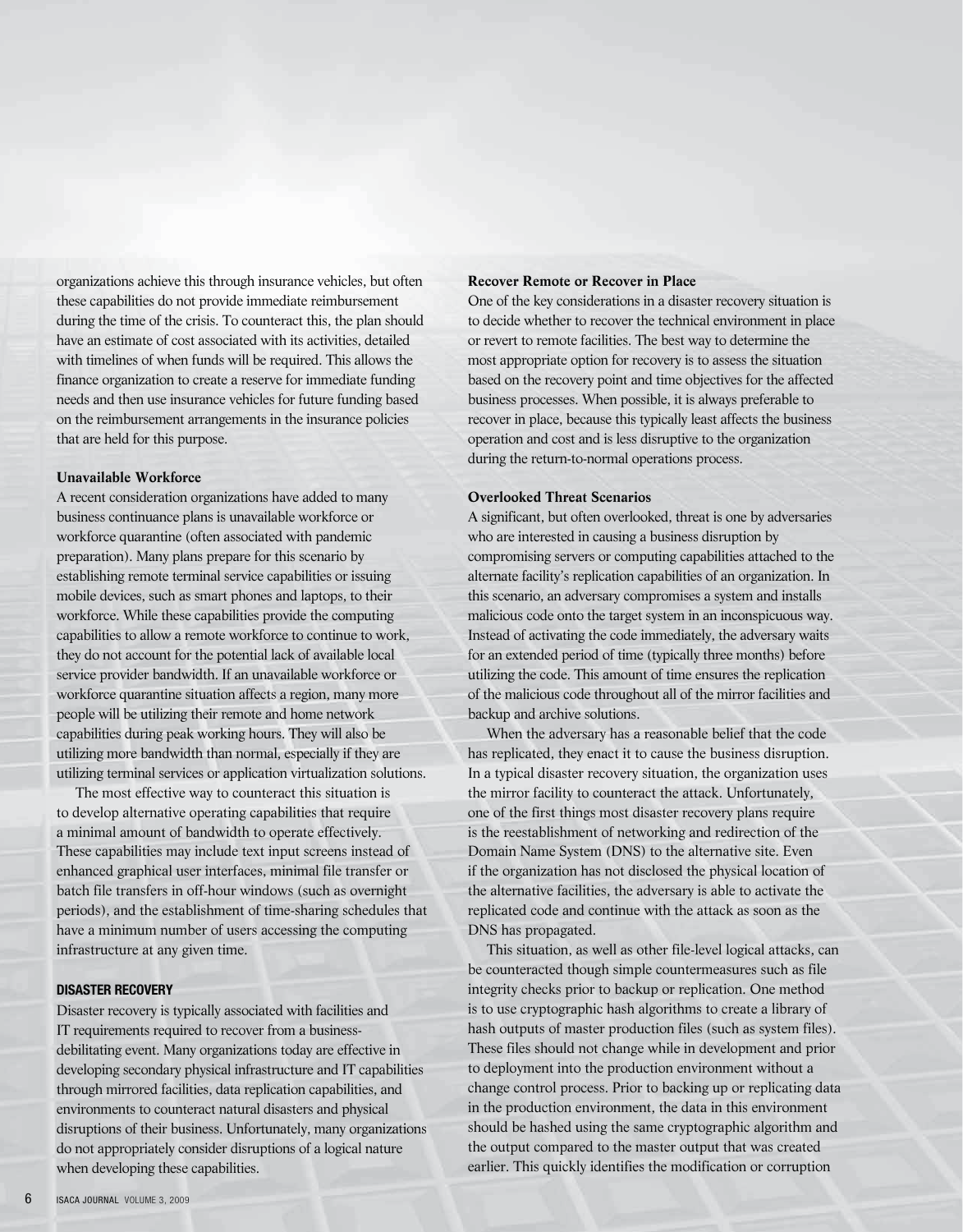organizations achieve this through insurance vehicles, but often these capabilities do not provide immediate reimbursement during the time of the crisis. To counteract this, the plan should have an estimate of cost associated with its activities, detailed with timelines of when funds will be required. This allows the finance organization to create a reserve for immediate funding needs and then use insurance vehicles for future funding based on the reimbursement arrangements in the insurance policies that are held for this purpose.

**Unavailable Workforce**

A recent consideration organizations have added to many business continuance plans is unavailable workforce or workforce quarantine (often associated with pandemic preparation). Many plans prepare for this scenario by establishing remote terminal service capabilities or issuing mobile devices, such as smart phones and laptops, to their workforce. While these capabilities provide the computing capabilities to allow a remote workforce to continue to work, they do not account for the potential lack of available local service provider bandwidth. If an unavailable workforce or workforce quarantine situation affects a region, many more people will be utilizing their remote and home network capabilities during peak working hours. They will also be utilizing more bandwidth than normal, especially if they are utilizing terminal services or application virtualization solutions.

The most effective way to counteract this situation is to develop alternative operating capabilities that require a minimal amount of bandwidth to operate effectively. These capabilities may include text input screens instead of enhanced graphical user interfaces, minimal file transfer or batch file transfers in off-hour windows (such as overnight periods), and the establishment of time-sharing schedules that have a minimum number of users accessing the computing infrastructure at any given time.

## DISASTER RECOVERY

Disaster recovery is typically associated with facilities and IT requirements required to recover from a business-debilitating event. Many organizations today are effective in developing secondary physical infrastructure and IT capabilities through mirrored facilities, data replication capabilities, and environments to counteract natural disasters and physical disruptions of their business. Unfortunately, many organizations do not appropriately consider disruptions of a logical nature when developing these capabilities.

**Recover Remote or Recover in Place**

One of the key considerations in a disaster recovery situation is to decide whether to recover the technical environment in place or revert to remote facilities. The best way to determine the most appropriate option for recovery is to assess the situation based on the recovery point and time objectives for the affected business processes. When possible, it is always preferable to recover in place, because this typically least affects the business operation and cost and is less disruptive to the organization during the return-to-normal operations process.

**Overlooked Threat Scenarios**

A significant, but often overlooked, threat is one by adversaries who are interested in causing a business disruption by compromising servers or computing capabilities attached to the alternate facility's replication capabilities of an organization. In this scenario, an adversary compromises a system and installs malicious code onto the target system in an inconspicuous way. Instead of activating the code immediately, the adversary waits for an extended period of time (typically three months) before utilizing the code. This amount of time ensures the replication of the malicious code throughout all of the mirror facilities and backup and archive solutions.

When the adversary has a reasonable belief that the code has replicated, they enact it to cause the business disruption. In a typical disaster recovery situation, the organization uses the mirror facility to counteract the attack. Unfortunately, one of the first things most disaster recovery plans require is the reestablishment of networking and redirection of the Domain Name System (DNS) to the alternative site. Even if the organization has not disclosed the physical location of the alternative facilities, the adversary is able to activate the replicated code and continue with the attack as soon as the DNS has propagated.

This situation, as well as other file-level logical attacks, can be counteracted though simple countermeasures such as file integrity checks prior to backup or replication. One method is to use cryptographic hash algorithms to create a library of hash outputs of master production files (such as system files). These files should not change while in development and prior to deployment into the production environment without a change control process. Prior to backing up or replicating data in the production environment, the data in this environment should be hashed using the same cryptographic algorithm and the output compared to the master output that was created earlier. This quickly identifies the modification or corruption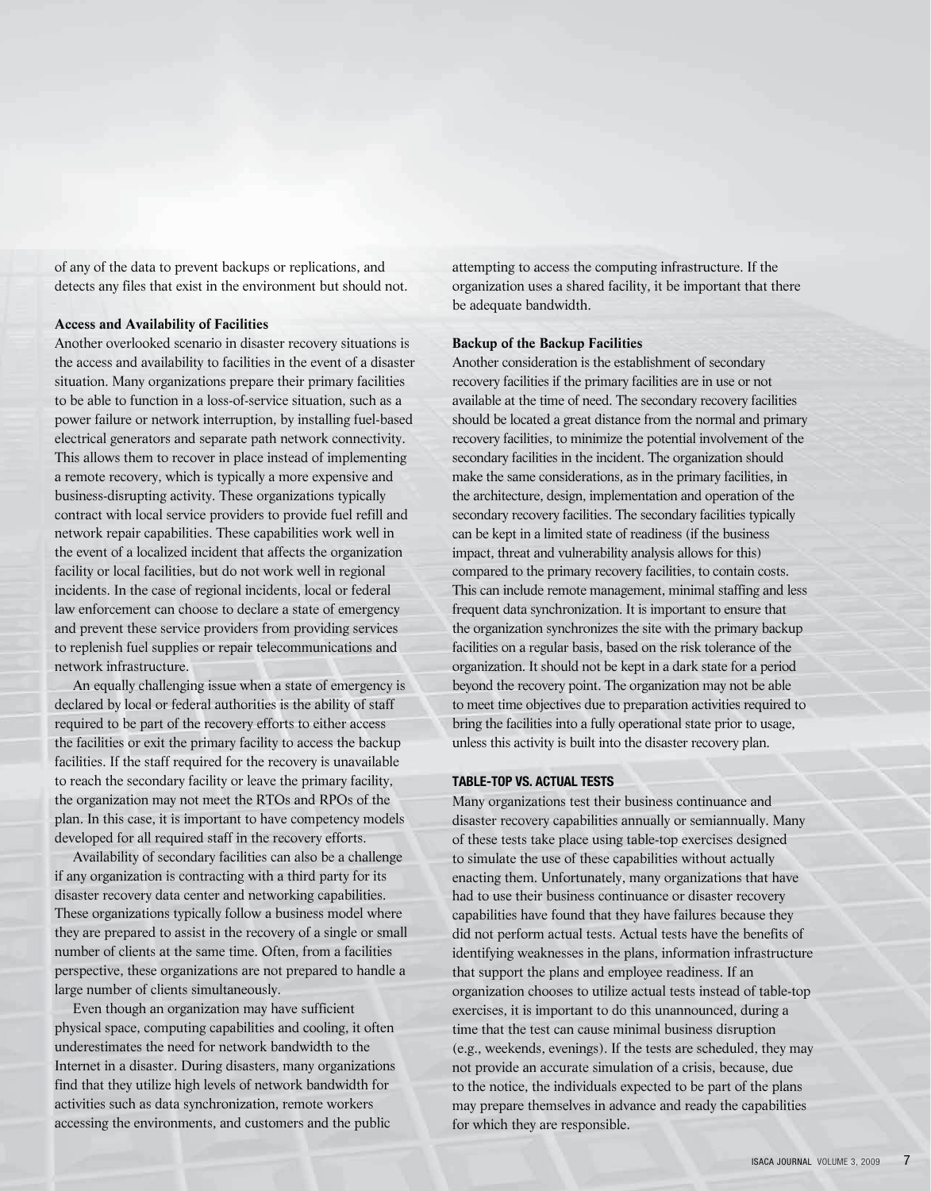of any of the data to prevent backups or replications, and detects any files that exist in the environment but should not.

### Access and Availability of Facilities

Another overlooked scenario in disaster recovery situations is the access and availability to facilities in the event of a disaster situation. Many organizations prepare their primary facilities to be able to function in a loss-of-service situation, such as a power failure or network interruption, by installing fuel-based electrical generators and separate path network connectivity. This allows them to recover in place instead of implementing a remote recovery, which is typically a more expensive and business-disrupting activity. These organizations typically contract with local service providers to provide fuel refill and network repair capabilities. These capabilities work well in the event of a localized incident that affects the organization facility or local facilities, but do not work well in regional incidents. In the case of regional incidents, local or federal law enforcement can choose to declare a state of emergency and prevent these service providers from providing services to replenish fuel supplies or repair telecommunications and network infrastructure.

An equally challenging issue when a state of emergency is declared by local or federal authorities is the ability of staff required to be part of the recovery efforts to either access the facilities or exit the primary facility to access the backup facilities. If the staff required for the recovery is unavailable to reach the secondary facility or leave the primary facility, the organization may not meet the RTOs and RPOs of the plan. In this case, it is important to have competency models developed for all required staff in the recovery efforts.

Availability of secondary facilities can also be a challenge if any organization is contracting with a third party for its disaster recovery data center and networking capabilities. These organizations typically follow a business model where they are prepared to assist in the recovery of a single or small number of clients at the same time. Often, from a facilities perspective, these organizations are not prepared to handle a large number of clients simultaneously.

Even though an organization may have sufficient physical space, computing capabilities and cooling, it often underestimates the need for network bandwidth to the Internet in a disaster. During disasters, many organizations find that they utilize high levels of network bandwidth for activities such as data synchronization, remote workers accessing the environments, and customers and the public attempting to access the computing infrastructure. If the organization uses a shared facility, it be important that there be adequate bandwidth.

### Backup of the Backup Facilities

Another consideration is the establishment of secondary recovery facilities if the primary facilities are in use or not available at the time of need. The secondary recovery facilities should be located a great distance from the normal and primary recovery facilities, to minimize the potential involvement of the secondary facilities in the incident. The organization should make the same considerations, as in the primary facilities, in the architecture, design, implementation and operation of the secondary recovery facilities. The secondary facilities typically can be kept in a limited state of readiness (if the business impact, threat and vulnerability analysis allows for this) compared to the primary recovery facilities, to contain costs. This can include remote management, minimal staffing and less frequent data synchronization. It is important to ensure that the organization synchronizes the site with the primary backup facilities on a regular basis, based on the risk tolerance of the organization. It should not be kept in a dark state for a period beyond the recovery point. The organization may not be able to meet time objectives due to preparation activities required to bring the facilities into a fully operational state prior to usage, unless this activity is built into the disaster recovery plan.

## TABLE-TOP VS. ACTUAL TESTS

Many organizations test their business continuance and disaster recovery capabilities annually or semiannually. Many of these tests take place using table-top exercises designed to simulate the use of these capabilities without actually enacting them. Unfortunately, many organizations that have had to use their business continuance or disaster recovery capabilities have found that they have failures because they did not perform actual tests. Actual tests have the benefits of identifying weaknesses in the plans, information infrastructure that support the plans and employee readiness. If an organization chooses to utilize actual tests instead of table-top exercises, it is important to do this unannounced, during a time that the test can cause minimal business disruption (e.g., weekends, evenings). If the tests are scheduled, they may not provide an accurate simulation of a crisis, because, due to the notice, the individuals expected to be part of the plans may prepare themselves in advance and ready the capabilities for which they are responsible.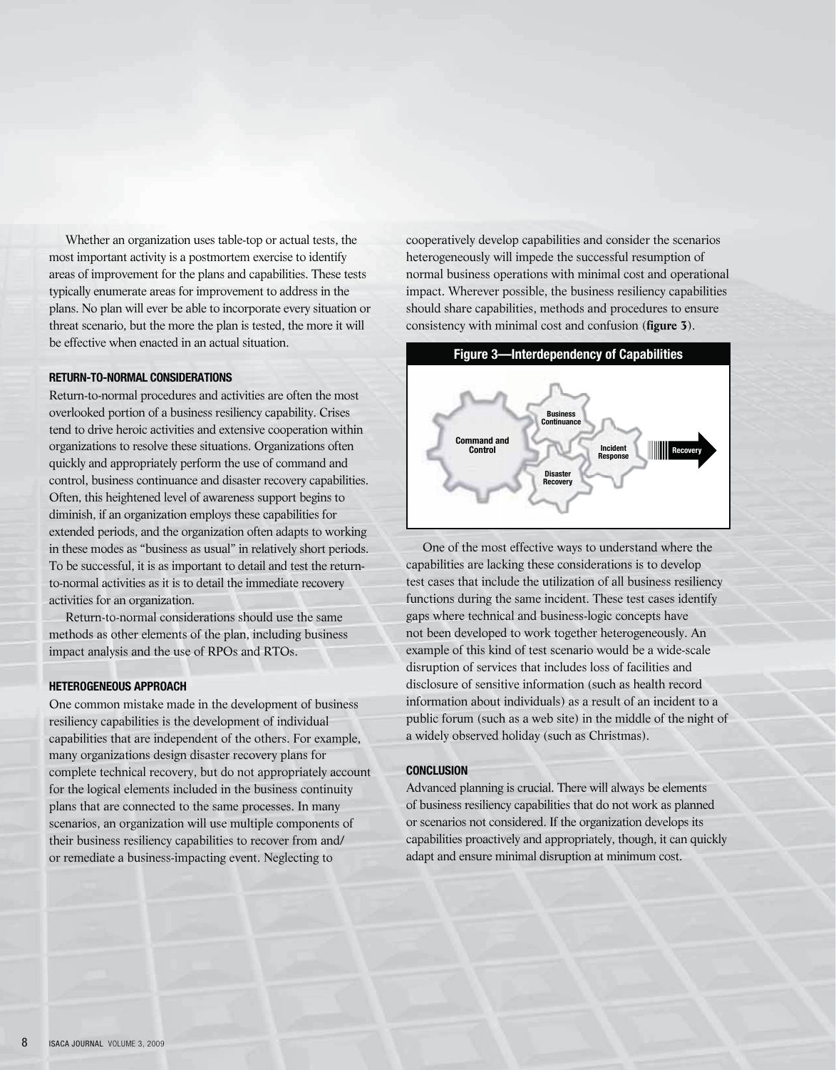Whether an organization uses table-top or actual tests, the most important activity is a postmortem exercise to identify areas of improvement for the plans and capabilities. These tests typically enumerate areas for improvement to address in the plans. No plan will ever be able to incorporate every situation or threat scenario, but the more the plan is tested, the more it will be effective when enacted in an actual situation.

### RETURN-TO-NORMAL CONSIDERATIONS

Return-to-normal procedures and activities are often the most overlooked portion of a business resiliency capability. Crises tend to drive heroic activities and extensive cooperation within organizations to resolve these situations. Organizations often quickly and appropriately perform the use of command and control, business continuance and disaster recovery capabilities. Often, this heightened level of awareness support begins to diminish, if an organization employs these capabilities for extended periods, and the organization often adapts to working in these modes as "business as usual" in relatively short periods. To be successful, it is as important to detail and test the return-to-normal activities as it is to detail the immediate recovery activities for an organization.

Return-to-normal considerations should use the same methods as other elements of the plan, including business impact analysis and the use of RPOs and RTOs.

### HETEROGENEOUS APPROACH

One common mistake made in the development of business resiliency capabilities is the development of individual capabilities that are independent of the others. For example, many organizations design disaster recovery plans for complete technical recovery, but do not appropriately account for the logical elements included in the business continuity plans that are connected to the same processes. In many scenarios, an organization will use multiple components of their business resiliency capabilities to recover from and/or remediate a business-impacting event. Neglecting to cooperatively develop capabilities and consider the scenarios heterogeneously will impede the successful resumption of normal business operations with minimal cost and operational impact. Wherever possible, the business resiliency capabilities should share capabilities, methods and procedures to ensure consistency with minimal cost and confusion (**figure 3**).

**Figure 3—Interdependency of Capabilities**

Command and Control
Business Continuance
Incident Response
Disaster Recovery
Recovery

One of the most effective ways to understand where the capabilities are lacking these considerations is to develop test cases that include the utilization of all business resiliency functions during the same incident. These test cases identify gaps where technical and business-logic concepts have not been developed to work together heterogeneously. An example of this kind of test scenario would be a wide-scale disruption of services that includes loss of facilities and disclosure of sensitive information (such as health record information about individuals) as a result of an incident to a public forum (such as a web site) in the middle of the night of a widely observed holiday (such as Christmas).

### CONCLUSION

Advanced planning is crucial. There will always be elements of business resiliency capabilities that do not work as planned or scenarios not considered. If the organization develops its capabilities proactively and appropriately, though, it can quickly adapt and ensure minimal disruption at minimum cost.